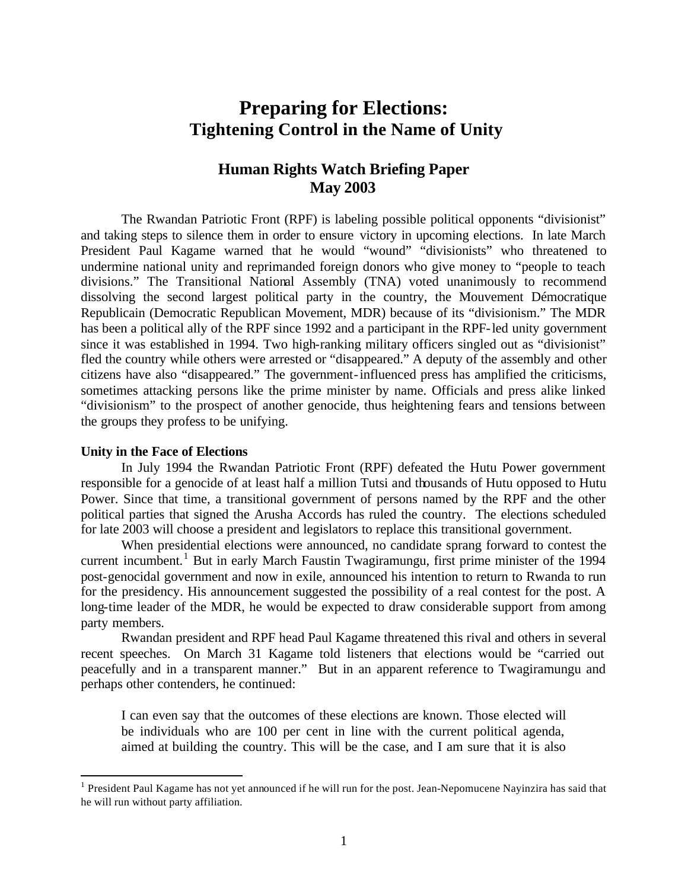# Preparing for Elections:
# Tightening Control in the Name of Unity

## Human Rights Watch Briefing Paper
## May 2003

The Rwandan Patriotic Front (RPF) is labeling possible political opponents "divisionist" and taking steps to silence them in order to ensure victory in upcoming elections. In late March President Paul Kagame warned that he would "wound" "divisionists" who threatened to undermine national unity and reprimanded foreign donors who give money to "people to teach divisions." The Transitional National Assembly (TNA) voted unanimously to recommend dissolving the second largest political party in the country, the Mouvement Démocratique Republicain (Democratic Republican Movement, MDR) because of its "divisionism." The MDR has been a political ally of the RPF since 1992 and a participant in the RPF-led unity government since it was established in 1994. Two high-ranking military officers singled out as "divisionist" fled the country while others were arrested or "disappeared." A deputy of the assembly and other citizens have also "disappeared." The government-influenced press has amplified the criticisms, sometimes attacking persons like the prime minister by name. Officials and press alike linked "divisionism" to the prospect of another genocide, thus heightening fears and tensions between the groups they profess to be unifying.

**Unity in the Face of Elections**

In July 1994 the Rwandan Patriotic Front (RPF) defeated the Hutu Power government responsible for a genocide of at least half a million Tutsi and thousands of Hutu opposed to Hutu Power. Since that time, a transitional government of persons named by the RPF and the other political parties that signed the Arusha Accords has ruled the country. The elections scheduled for late 2003 will choose a president and legislators to replace this transitional government.

When presidential elections were announced, no candidate sprang forward to contest the current incumbent.[1] But in early March Faustin Twagiramungu, first prime minister of the 1994 post-genocidal government and now in exile, announced his intention to return to Rwanda to run for the presidency. His announcement suggested the possibility of a real contest for the post. A long-time leader of the MDR, he would be expected to draw considerable support from among party members.

Rwandan president and RPF head Paul Kagame threatened this rival and others in several recent speeches. On March 31 Kagame told listeners that elections would be "carried out peacefully and in a transparent manner." But in an apparent reference to Twagiramungu and perhaps other contenders, he continued:

> I can even say that the outcomes of these elections are known. Those elected will be individuals who are 100 per cent in line with the current political agenda, aimed at building the country. This will be the case, and I am sure that it is also

[1] President Paul Kagame has not yet announced if he will run for the post. Jean-Nepomucene Nayinzira has said that he will run without party affiliation.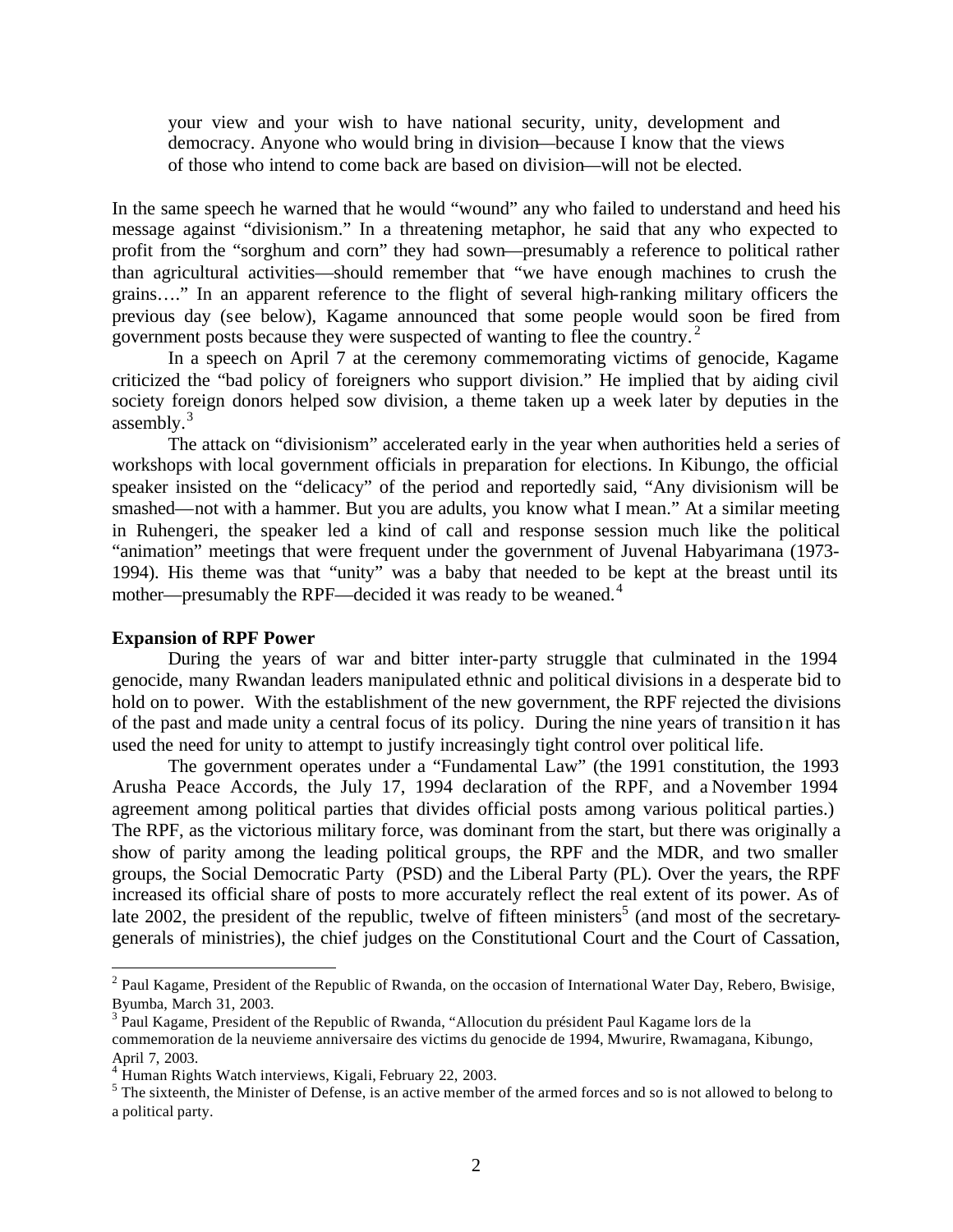> your view and your wish to have national security, unity, development and democracy. Anyone who would bring in division—because I know that the views of those who intend to come back are based on division—will not be elected.

In the same speech he warned that he would "wound" any who failed to understand and heed his message against "divisionism." In a threatening metaphor, he said that any who expected to profit from the "sorghum and corn" they had sown—presumably a reference to political rather than agricultural activities—should remember that "we have enough machines to crush the grains…." In an apparent reference to the flight of several high-ranking military officers the previous day (see below), Kagame announced that some people would soon be fired from government posts because they were suspected of wanting to flee the country.[2]

In a speech on April 7 at the ceremony commemorating victims of genocide, Kagame criticized the "bad policy of foreigners who support division." He implied that by aiding civil society foreign donors helped sow division, a theme taken up a week later by deputies in the assembly.[3]

The attack on "divisionism" accelerated early in the year when authorities held a series of workshops with local government officials in preparation for elections. In Kibungo, the official speaker insisted on the "delicacy" of the period and reportedly said, "Any divisionism will be smashed—not with a hammer. But you are adults, you know what I mean." At a similar meeting in Ruhengeri, the speaker led a kind of call and response session much like the political "animation" meetings that were frequent under the government of Juvenal Habyarimana (1973-1994). His theme was that "unity" was a baby that needed to be kept at the breast until its mother—presumably the RPF—decided it was ready to be weaned.[4]

**Expansion of RPF Power**

During the years of war and bitter inter-party struggle that culminated in the 1994 genocide, many Rwandan leaders manipulated ethnic and political divisions in a desperate bid to hold on to power. With the establishment of the new government, the RPF rejected the divisions of the past and made unity a central focus of its policy. During the nine years of transition it has used the need for unity to attempt to justify increasingly tight control over political life.

The government operates under a "Fundamental Law" (the 1991 constitution, the 1993 Arusha Peace Accords, the July 17, 1994 declaration of the RPF, and a November 1994 agreement among political parties that divides official posts among various political parties.) The RPF, as the victorious military force, was dominant from the start, but there was originally a show of parity among the leading political groups, the RPF and the MDR, and two smaller groups, the Social Democratic Party (PSD) and the Liberal Party (PL). Over the years, the RPF increased its official share of posts to more accurately reflect the real extent of its power. As of late 2002, the president of the republic, twelve of fifteen ministers[5] (and most of the secretary-generals of ministries), the chief judges on the Constitutional Court and the Court of Cassation,

---

[2] Paul Kagame, President of the Republic of Rwanda, on the occasion of International Water Day, Rebero, Bwisige, Byumba, March 31, 2003.

[3] Paul Kagame, President of the Republic of Rwanda, "Allocution du président Paul Kagame lors de la commemoration de la neuvieme anniversaire des victims du genocide de 1994, Mwurire, Rwamagana, Kibungo, April 7, 2003.

[4] Human Rights Watch interviews, Kigali, February 22, 2003.

[5] The sixteenth, the Minister of Defense, is an active member of the armed forces and so is not allowed to belong to a political party.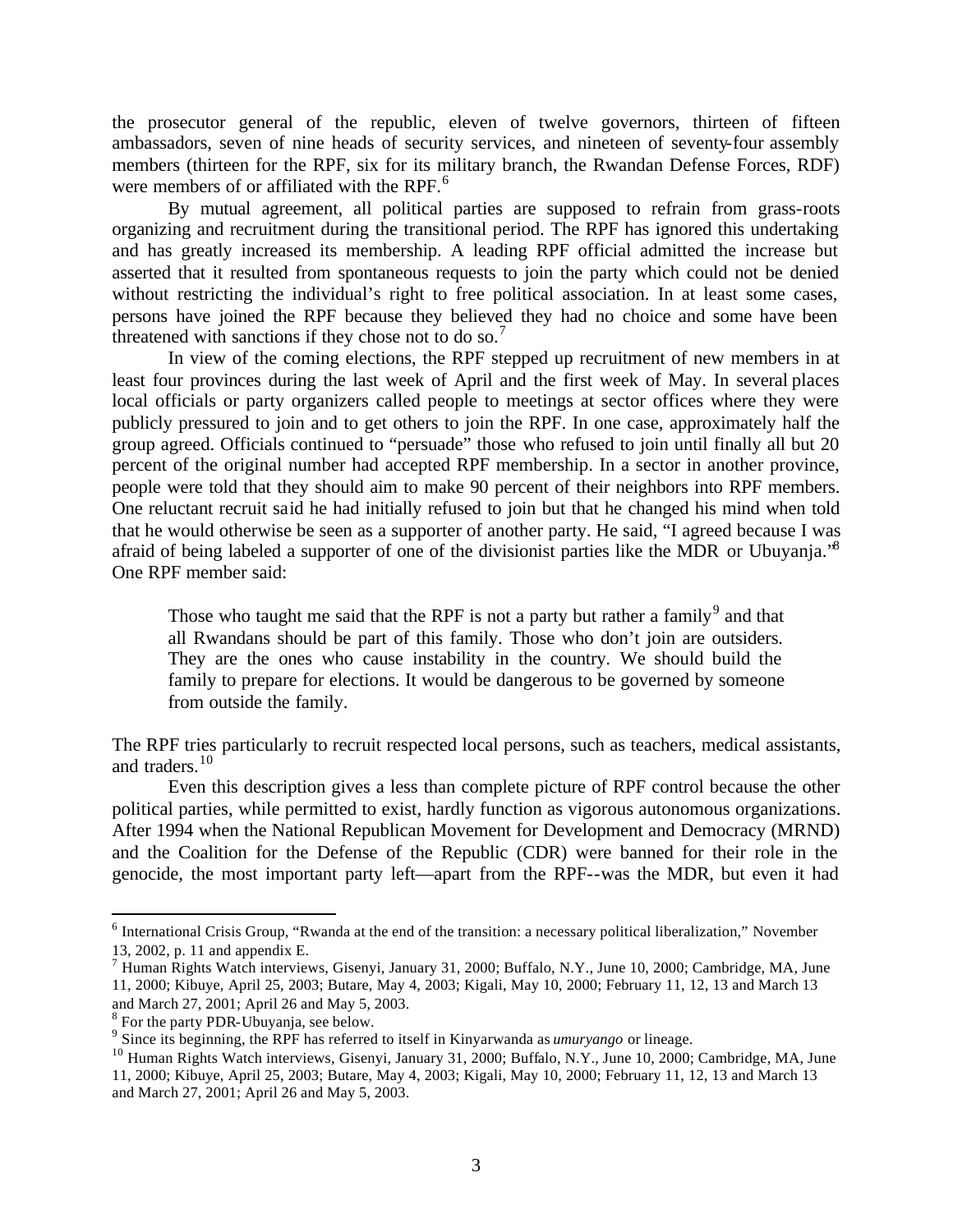the prosecutor general of the republic, eleven of twelve governors, thirteen of fifteen ambassadors, seven of nine heads of security services, and nineteen of seventy-four assembly members (thirteen for the RPF, six for its military branch, the Rwandan Defense Forces, RDF) were members of or affiliated with the RPF.[6]

By mutual agreement, all political parties are supposed to refrain from grass-roots organizing and recruitment during the transitional period. The RPF has ignored this undertaking and has greatly increased its membership. A leading RPF official admitted the increase but asserted that it resulted from spontaneous requests to join the party which could not be denied without restricting the individual's right to free political association. In at least some cases, persons have joined the RPF because they believed they had no choice and some have been threatened with sanctions if they chose not to do so.[7]

In view of the coming elections, the RPF stepped up recruitment of new members in at least four provinces during the last week of April and the first week of May. In several places local officials or party organizers called people to meetings at sector offices where they were publicly pressured to join and to get others to join the RPF. In one case, approximately half the group agreed. Officials continued to "persuade" those who refused to join until finally all but 20 percent of the original number had accepted RPF membership. In a sector in another province, people were told that they should aim to make 90 percent of their neighbors into RPF members. One reluctant recruit said he had initially refused to join but that he changed his mind when told that he would otherwise be seen as a supporter of another party. He said, "I agreed because I was afraid of being labeled a supporter of one of the divisionist parties like the MDR or Ubuyanja."[8] One RPF member said:

> Those who taught me said that the RPF is not a party but rather a family[9] and that all Rwandans should be part of this family. Those who don't join are outsiders. They are the ones who cause instability in the country. We should build the family to prepare for elections. It would be dangerous to be governed by someone from outside the family.

The RPF tries particularly to recruit respected local persons, such as teachers, medical assistants, and traders.[10]

Even this description gives a less than complete picture of RPF control because the other political parties, while permitted to exist, hardly function as vigorous autonomous organizations. After 1994 when the National Republican Movement for Development and Democracy (MRND) and the Coalition for the Defense of the Republic (CDR) were banned for their role in the genocide, the most important party left—apart from the RPF--was the MDR, but even it had

---

[6] International Crisis Group, "Rwanda at the end of the transition: a necessary political liberalization," November 13, 2002, p. 11 and appendix E.

[7] Human Rights Watch interviews, Gisenyi, January 31, 2000; Buffalo, N.Y., June 10, 2000; Cambridge, MA, June 11, 2000; Kibuye, April 25, 2003; Butare, May 4, 2003; Kigali, May 10, 2000; February 11, 12, 13 and March 13 and March 27, 2001; April 26 and May 5, 2003.

[8] For the party PDR-Ubuyanja, see below.

[9] Since its beginning, the RPF has referred to itself in Kinyarwanda as *umuryango* or lineage.

[10] Human Rights Watch interviews, Gisenyi, January 31, 2000; Buffalo, N.Y., June 10, 2000; Cambridge, MA, June 11, 2000; Kibuye, April 25, 2003; Butare, May 4, 2003; Kigali, May 10, 2000; February 11, 12, 13 and March 13 and March 27, 2001; April 26 and May 5, 2003.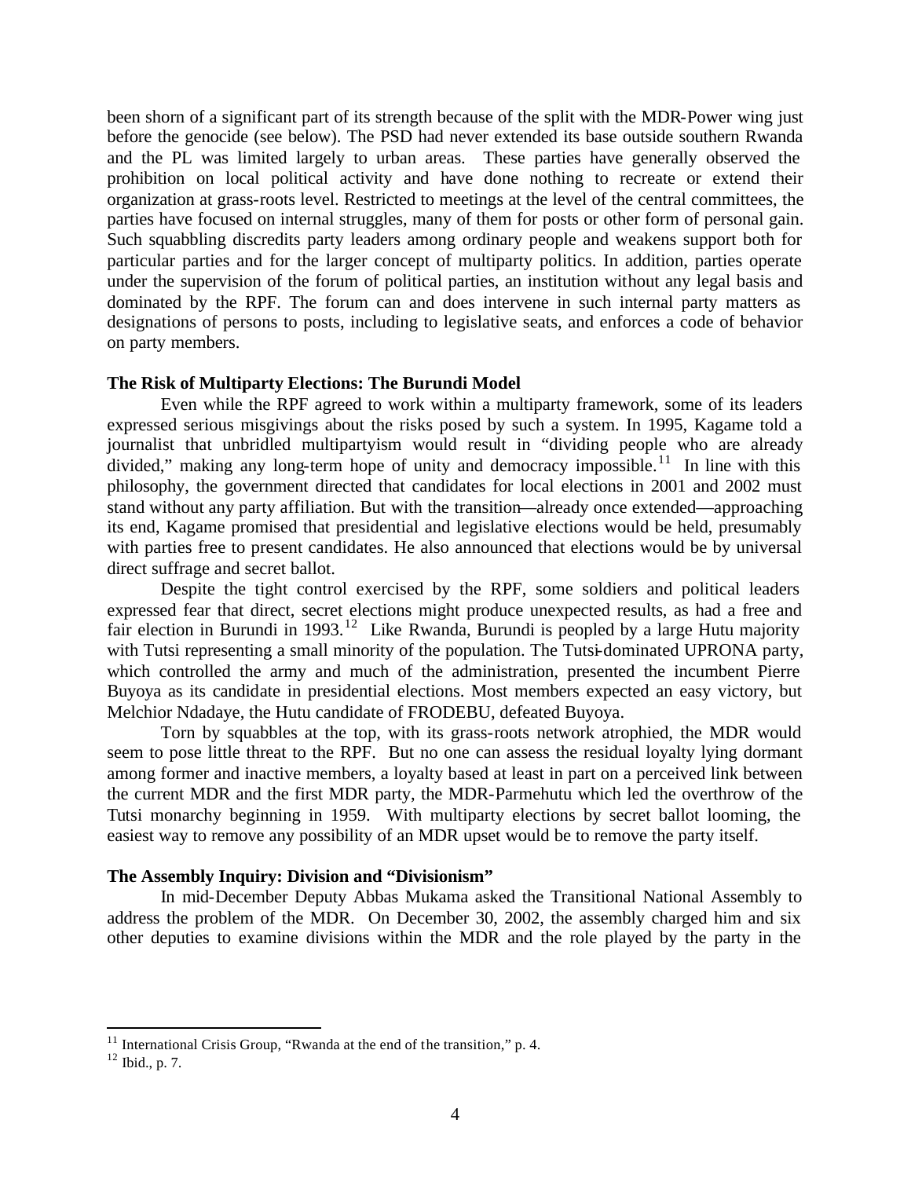been shorn of a significant part of its strength because of the split with the MDR-Power wing just before the genocide (see below). The PSD had never extended its base outside southern Rwanda and the PL was limited largely to urban areas. These parties have generally observed the prohibition on local political activity and have done nothing to recreate or extend their organization at grass-roots level. Restricted to meetings at the level of the central committees, the parties have focused on internal struggles, many of them for posts or other form of personal gain. Such squabbling discredits party leaders among ordinary people and weakens support both for particular parties and for the larger concept of multiparty politics. In addition, parties operate under the supervision of the forum of political parties, an institution without any legal basis and dominated by the RPF. The forum can and does intervene in such internal party matters as designations of persons to posts, including to legislative seats, and enforces a code of behavior on party members.

**The Risk of Multiparty Elections: The Burundi Model**

Even while the RPF agreed to work within a multiparty framework, some of its leaders expressed serious misgivings about the risks posed by such a system. In 1995, Kagame told a journalist that unbridled multipartyism would result in "dividing people who are already divided," making any long-term hope of unity and democracy impossible.[11] In line with this philosophy, the government directed that candidates for local elections in 2001 and 2002 must stand without any party affiliation. But with the transition—already once extended—approaching its end, Kagame promised that presidential and legislative elections would be held, presumably with parties free to present candidates. He also announced that elections would be by universal direct suffrage and secret ballot.

Despite the tight control exercised by the RPF, some soldiers and political leaders expressed fear that direct, secret elections might produce unexpected results, as had a free and fair election in Burundi in 1993.[12] Like Rwanda, Burundi is peopled by a large Hutu majority with Tutsi representing a small minority of the population. The Tutsi-dominated UPRONA party, which controlled the army and much of the administration, presented the incumbent Pierre Buyoya as its candidate in presidential elections. Most members expected an easy victory, but Melchior Ndadaye, the Hutu candidate of FRODEBU, defeated Buyoya.

Torn by squabbles at the top, with its grass-roots network atrophied, the MDR would seem to pose little threat to the RPF. But no one can assess the residual loyalty lying dormant among former and inactive members, a loyalty based at least in part on a perceived link between the current MDR and the first MDR party, the MDR-Parmehutu which led the overthrow of the Tutsi monarchy beginning in 1959. With multiparty elections by secret ballot looming, the easiest way to remove any possibility of an MDR upset would be to remove the party itself.

**The Assembly Inquiry: Division and "Divisionism"**

In mid-December Deputy Abbas Mukama asked the Transitional National Assembly to address the problem of the MDR. On December 30, 2002, the assembly charged him and six other deputies to examine divisions within the MDR and the role played by the party in the

---

[11] International Crisis Group, "Rwanda at the end of the transition," p. 4.

[12] Ibid., p. 7.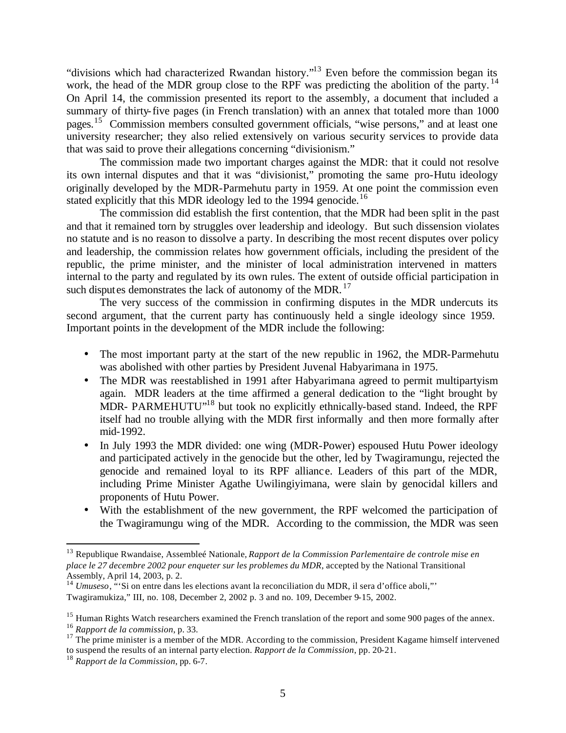"divisions which had characterized Rwandan history."[13] Even before the commission began its work, the head of the MDR group close to the RPF was predicting the abolition of the party.[14] On April 14, the commission presented its report to the assembly, a document that included a summary of thirty-five pages (in French translation) with an annex that totaled more than 1000 pages.[15] Commission members consulted government officials, "wise persons," and at least one university researcher; they also relied extensively on various security services to provide data that was said to prove their allegations concerning "divisionism."

The commission made two important charges against the MDR: that it could not resolve its own internal disputes and that it was "divisionist," promoting the same pro-Hutu ideology originally developed by the MDR-Parmehutu party in 1959. At one point the commission even stated explicitly that this MDR ideology led to the 1994 genocide.[16]

The commission did establish the first contention, that the MDR had been split in the past and that it remained torn by struggles over leadership and ideology. But such dissension violates no statute and is no reason to dissolve a party. In describing the most recent disputes over policy and leadership, the commission relates how government officials, including the president of the republic, the prime minister, and the minister of local administration intervened in matters internal to the party and regulated by its own rules. The extent of outside official participation in such disputes demonstrates the lack of autonomy of the MDR.[17]

The very success of the commission in confirming disputes in the MDR undercuts its second argument, that the current party has continuously held a single ideology since 1959. Important points in the development of the MDR include the following:

- The most important party at the start of the new republic in 1962, the MDR-Parmehutu was abolished with other parties by President Juvenal Habyarimana in 1975.
- The MDR was reestablished in 1991 after Habyarimana agreed to permit multipartyism again. MDR leaders at the time affirmed a general dedication to the "light brought by MDR- PARMEHUTU"[18] but took no explicitly ethnically-based stand. Indeed, the RPF itself had no trouble allying with the MDR first informally and then more formally after mid-1992.
- In July 1993 the MDR divided: one wing (MDR-Power) espoused Hutu Power ideology and participated actively in the genocide but the other, led by Twagiramungu, rejected the genocide and remained loyal to its RPF alliance. Leaders of this part of the MDR, including Prime Minister Agathe Uwilingiyimana, were slain by genocidal killers and proponents of Hutu Power.
- With the establishment of the new government, the RPF welcomed the participation of the Twagiramungu wing of the MDR. According to the commission, the MDR was seen

---

[13] Republique Rwandaise, Assembleé Nationale, *Rapport de la Commission Parlementaire de controle mise en place le 27 decembre 2002 pour enqueter sur les problemes du MDR*, accepted by the National Transitional Assembly, April 14, 2003, p. 2.

[14] *Umuseso*, "'Si on entre dans les elections avant la reconciliation du MDR, il sera d'office aboli,"' Twagiramukiza," III, no. 108, December 2, 2002 p. 3 and no. 109, December 9-15, 2002.

[15] Human Rights Watch researchers examined the French translation of the report and some 900 pages of the annex.

[16] *Rapport de la commission*, p. 33.

[17] The prime minister is a member of the MDR. According to the commission, President Kagame himself intervened to suspend the results of an internal party election. *Rapport de la Commission*, pp. 20-21.

[18] *Rapport de la Commission*, pp. 6-7.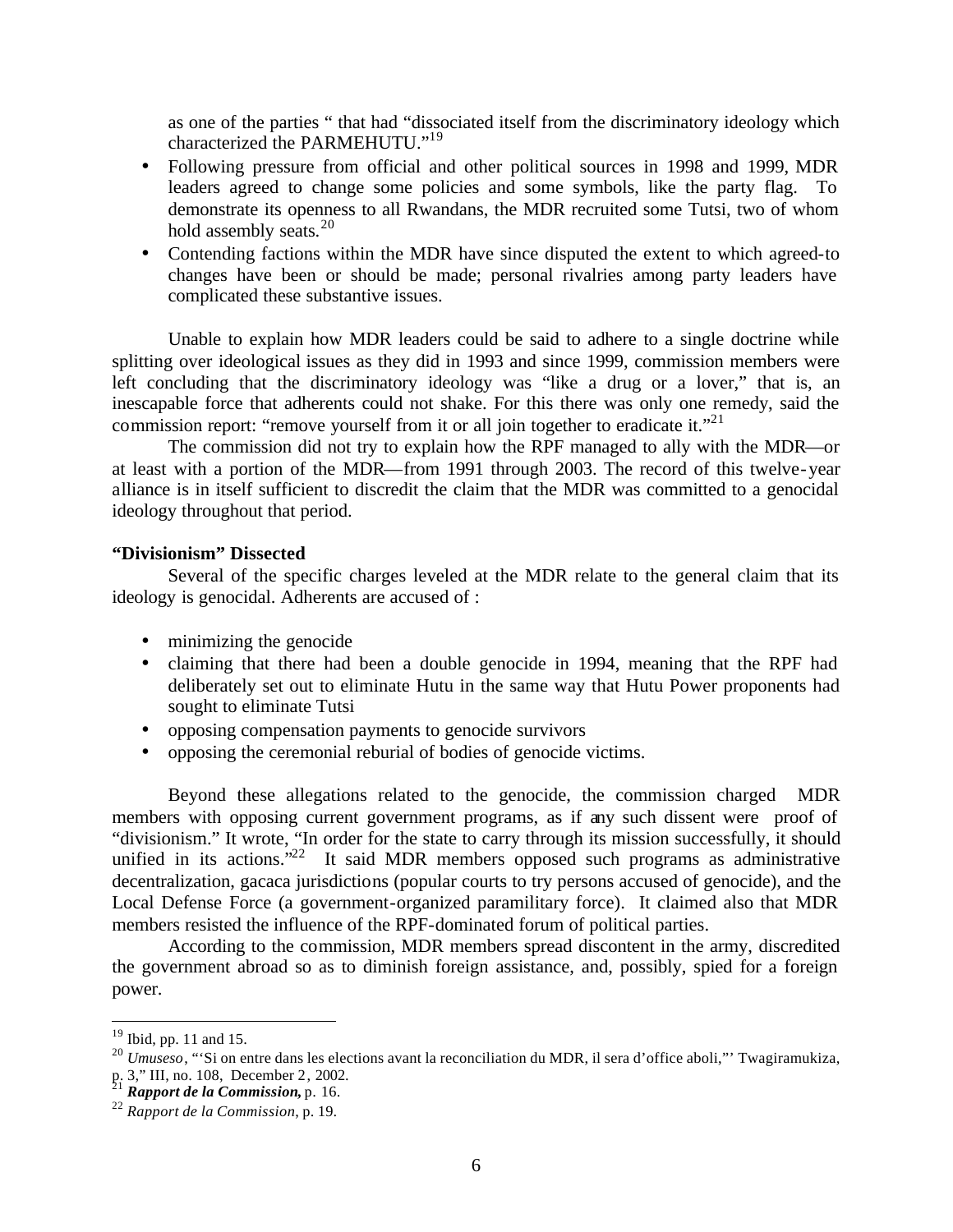as one of the parties " that had "dissociated itself from the discriminatory ideology which characterized the PARMEHUTU."[19]

- Following pressure from official and other political sources in 1998 and 1999, MDR leaders agreed to change some policies and some symbols, like the party flag. To demonstrate its openness to all Rwandans, the MDR recruited some Tutsi, two of whom hold assembly seats.[20]
- Contending factions within the MDR have since disputed the extent to which agreed-to changes have been or should be made; personal rivalries among party leaders have complicated these substantive issues.

Unable to explain how MDR leaders could be said to adhere to a single doctrine while splitting over ideological issues as they did in 1993 and since 1999, commission members were left concluding that the discriminatory ideology was "like a drug or a lover," that is, an inescapable force that adherents could not shake. For this there was only one remedy, said the commission report: "remove yourself from it or all join together to eradicate it."[21]

The commission did not try to explain how the RPF managed to ally with the MDR—or at least with a portion of the MDR—from 1991 through 2003. The record of this twelve-year alliance is in itself sufficient to discredit the claim that the MDR was committed to a genocidal ideology throughout that period.

**"Divisionism" Dissected**

Several of the specific charges leveled at the MDR relate to the general claim that its ideology is genocidal. Adherents are accused of :

- minimizing the genocide
- claiming that there had been a double genocide in 1994, meaning that the RPF had deliberately set out to eliminate Hutu in the same way that Hutu Power proponents had sought to eliminate Tutsi
- opposing compensation payments to genocide survivors
- opposing the ceremonial reburial of bodies of genocide victims.

Beyond these allegations related to the genocide, the commission charged MDR members with opposing current government programs, as if any such dissent were proof of "divisionism." It wrote, "In order for the state to carry through its mission successfully, it should unified in its actions."[22] It said MDR members opposed such programs as administrative decentralization, gacaca jurisdictions (popular courts to try persons accused of genocide), and the Local Defense Force (a government-organized paramilitary force). It claimed also that MDR members resisted the influence of the RPF-dominated forum of political parties.

According to the commission, MDR members spread discontent in the army, discredited the government abroad so as to diminish foreign assistance, and, possibly, spied for a foreign power.

---

[19] Ibid, pp. 11 and 15.

[20] *Umuseso*, "'Si on entre dans les elections avant la reconciliation du MDR, il sera d'office aboli,"' Twagiramukiza, p. 3," III, no. 108, December 2, 2002.

[21] ***Rapport de la Commission,*** p. 16.

[22] *Rapport de la Commission*, p. 19.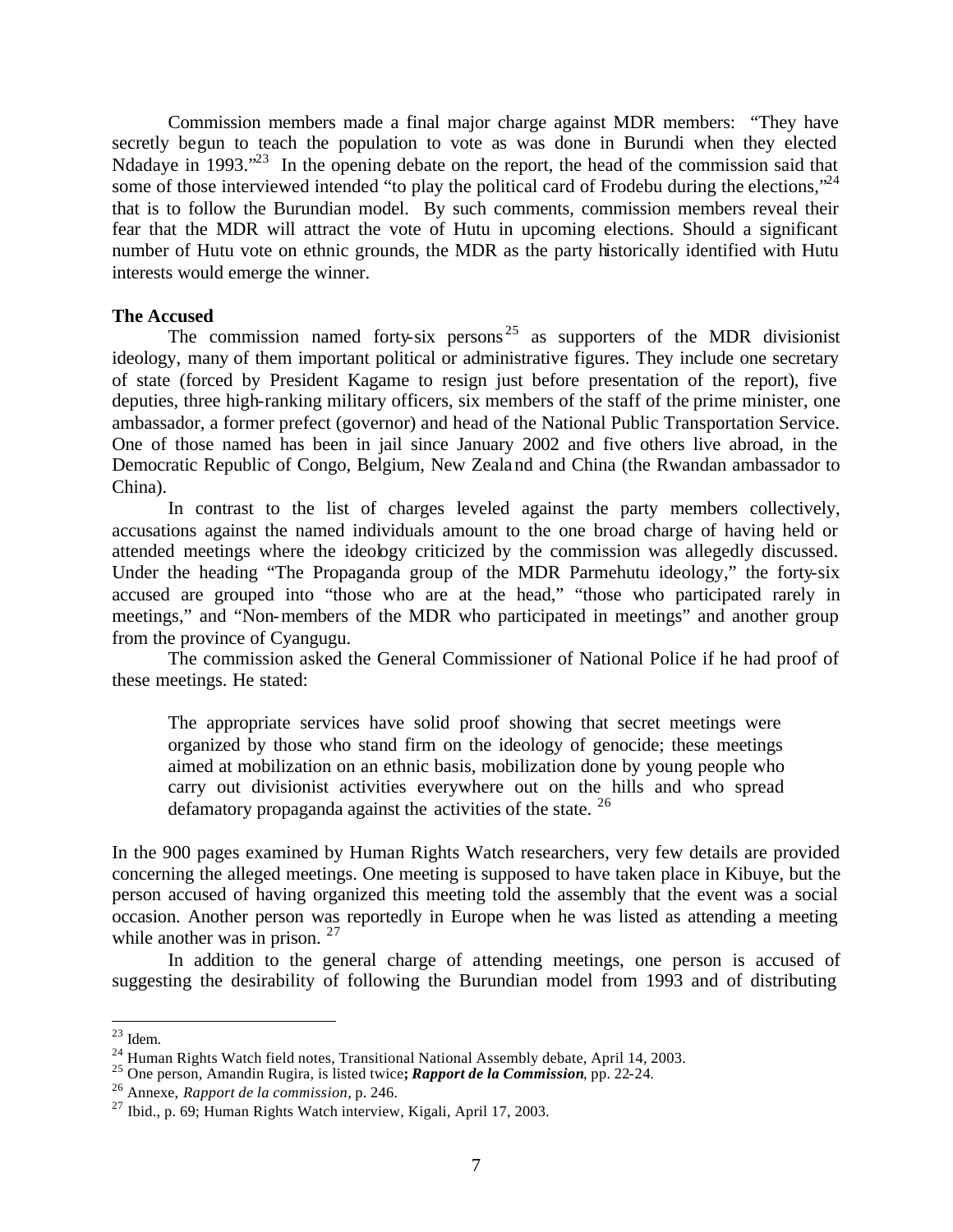Commission members made a final major charge against MDR members: "They have secretly begun to teach the population to vote as was done in Burundi when they elected Ndadaye in 1993."[23] In the opening debate on the report, the head of the commission said that some of those interviewed intended "to play the political card of Frodebu during the elections,"[24] that is to follow the Burundian model. By such comments, commission members reveal their fear that the MDR will attract the vote of Hutu in upcoming elections. Should a significant number of Hutu vote on ethnic grounds, the MDR as the party historically identified with Hutu interests would emerge the winner.

**The Accused**

The commission named forty-six persons[25] as supporters of the MDR divisionist ideology, many of them important political or administrative figures. They include one secretary of state (forced by President Kagame to resign just before presentation of the report), five deputies, three high-ranking military officers, six members of the staff of the prime minister, one ambassador, a former prefect (governor) and head of the National Public Transportation Service. One of those named has been in jail since January 2002 and five others live abroad, in the Democratic Republic of Congo, Belgium, New Zealand and China (the Rwandan ambassador to China).

In contrast to the list of charges leveled against the party members collectively, accusations against the named individuals amount to the one broad charge of having held or attended meetings where the ideology criticized by the commission was allegedly discussed. Under the heading "The Propaganda group of the MDR Parmehutu ideology," the forty-six accused are grouped into "those who are at the head," "those who participated rarely in meetings," and "Non-members of the MDR who participated in meetings" and another group from the province of Cyangugu.

The commission asked the General Commissioner of National Police if he had proof of these meetings. He stated:

> The appropriate services have solid proof showing that secret meetings were organized by those who stand firm on the ideology of genocide; these meetings aimed at mobilization on an ethnic basis, mobilization done by young people who carry out divisionist activities everywhere out on the hills and who spread defamatory propaganda against the activities of the state. [26]

In the 900 pages examined by Human Rights Watch researchers, very few details are provided concerning the alleged meetings. One meeting is supposed to have taken place in Kibuye, but the person accused of having organized this meeting told the assembly that the event was a social occasion. Another person was reportedly in Europe when he was listed as attending a meeting while another was in prison. [27]

In addition to the general charge of attending meetings, one person is accused of suggesting the desirability of following the Burundian model from 1993 and of distributing

---

[23] Idem.

[24] Human Rights Watch field notes, Transitional National Assembly debate, April 14, 2003.

[25] One person, Amandin Rugira, is listed twice**;** ***Rapport de la Commission***, pp. 22-24.

[26] Annexe, *Rapport de la commission*, p. 246.

[27] Ibid., p. 69; Human Rights Watch interview, Kigali, April 17, 2003.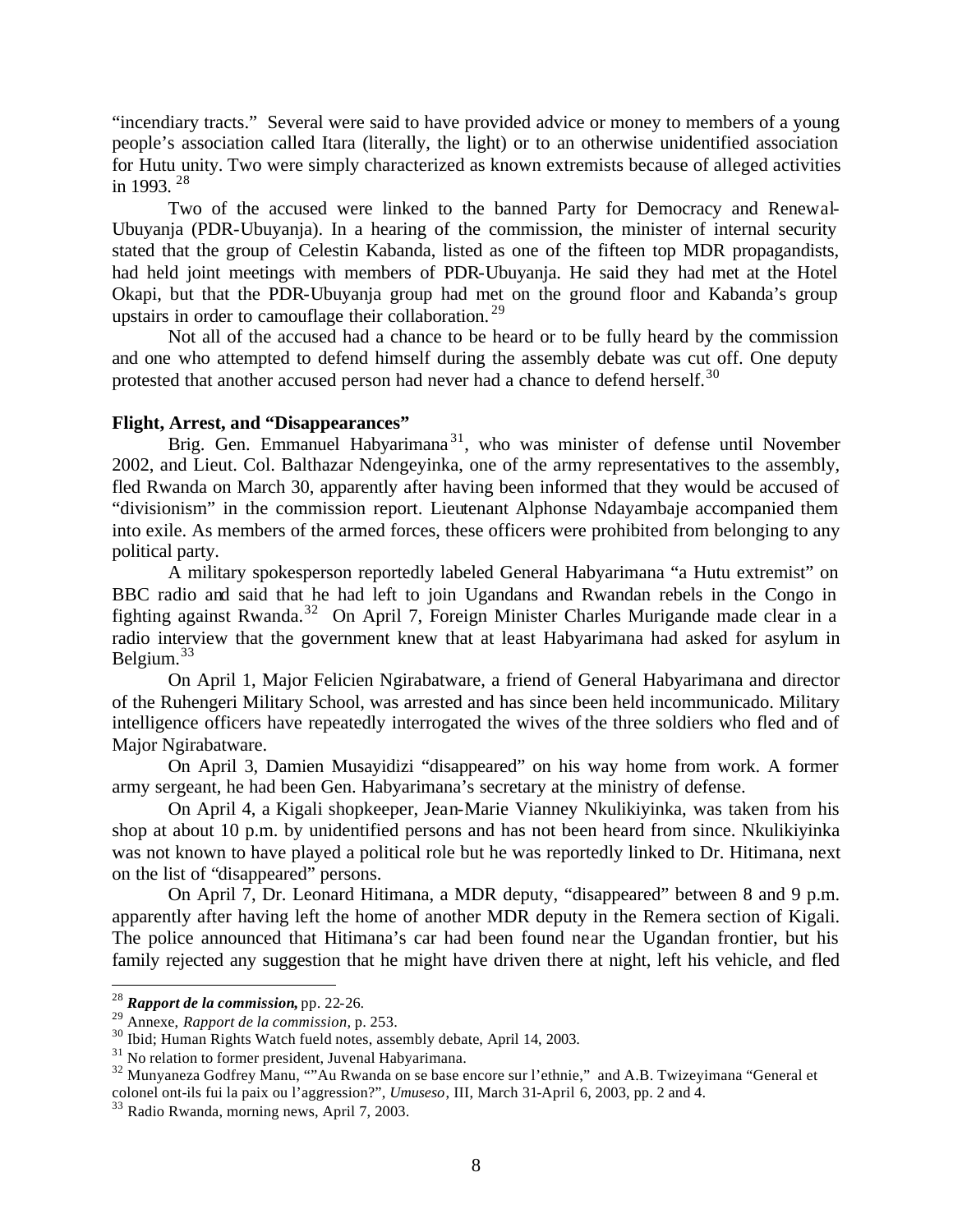"incendiary tracts." Several were said to have provided advice or money to members of a young people's association called Itara (literally, the light) or to an otherwise unidentified association for Hutu unity. Two were simply characterized as known extremists because of alleged activities in 1993.[28]

Two of the accused were linked to the banned Party for Democracy and Renewal-Ubuyanja (PDR-Ubuyanja). In a hearing of the commission, the minister of internal security stated that the group of Celestin Kabanda, listed as one of the fifteen top MDR propagandists, had held joint meetings with members of PDR-Ubuyanja. He said they had met at the Hotel Okapi, but that the PDR-Ubuyanja group had met on the ground floor and Kabanda's group upstairs in order to camouflage their collaboration.[29]

Not all of the accused had a chance to be heard or to be fully heard by the commission and one who attempted to defend himself during the assembly debate was cut off. One deputy protested that another accused person had never had a chance to defend herself.[30]

**Flight, Arrest, and "Disappearances"**

Brig. Gen. Emmanuel Habyarimana[31], who was minister of defense until November 2002, and Lieut. Col. Balthazar Ndengeyinka, one of the army representatives to the assembly, fled Rwanda on March 30, apparently after having been informed that they would be accused of "divisionism" in the commission report. Lieutenant Alphonse Ndayambaje accompanied them into exile. As members of the armed forces, these officers were prohibited from belonging to any political party.

A military spokesperson reportedly labeled General Habyarimana "a Hutu extremist" on BBC radio and said that he had left to join Ugandans and Rwandan rebels in the Congo in fighting against Rwanda.[32] On April 7, Foreign Minister Charles Murigande made clear in a radio interview that the government knew that at least Habyarimana had asked for asylum in Belgium.[33]

On April 1, Major Felicien Ngirabatware, a friend of General Habyarimana and director of the Ruhengeri Military School, was arrested and has since been held incommunicado. Military intelligence officers have repeatedly interrogated the wives of the three soldiers who fled and of Major Ngirabatware.

On April 3, Damien Musayidizi "disappeared" on his way home from work. A former army sergeant, he had been Gen. Habyarimana's secretary at the ministry of defense.

On April 4, a Kigali shopkeeper, Jean-Marie Vianney Nkulikiyinka, was taken from his shop at about 10 p.m. by unidentified persons and has not been heard from since. Nkulikiyinka was not known to have played a political role but he was reportedly linked to Dr. Hitimana, next on the list of "disappeared" persons.

On April 7, Dr. Leonard Hitimana, a MDR deputy, "disappeared" between 8 and 9 p.m. apparently after having left the home of another MDR deputy in the Remera section of Kigali. The police announced that Hitimana's car had been found near the Ugandan frontier, but his family rejected any suggestion that he might have driven there at night, left his vehicle, and fled

---

[28] ***Rapport de la commission,*** pp. 22-26.

[29] Annexe, *Rapport de la commission*, p. 253.

[30] Ibid; Human Rights Watch field notes, assembly debate, April 14, 2003.

[31] No relation to former president, Juvenal Habyarimana.

[32] Munyaneza Godfrey Manu, ""Au Rwanda on se base encore sur l'ethnie," and A.B. Twizeyimana "General et colonel ont-ils fui la paix ou l'aggression?", *Umuseso*, III, March 31-April 6, 2003, pp. 2 and 4.

[33] Radio Rwanda, morning news, April 7, 2003.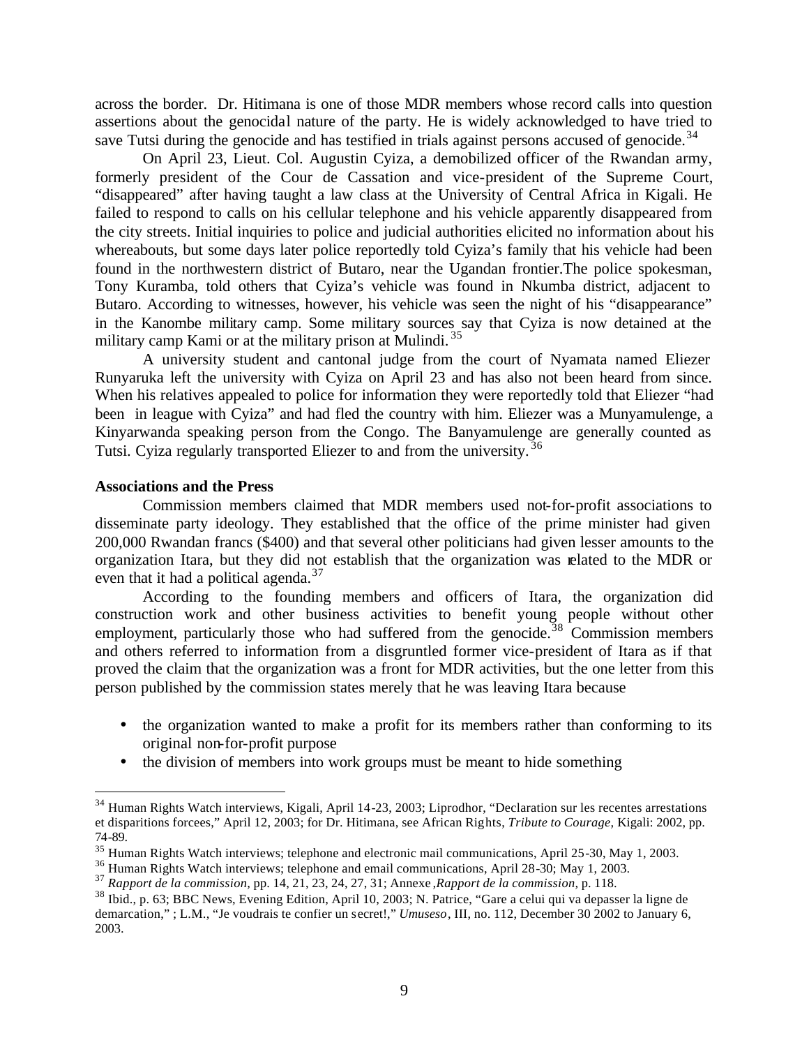across the border. Dr. Hitimana is one of those MDR members whose record calls into question assertions about the genocidal nature of the party. He is widely acknowledged to have tried to save Tutsi during the genocide and has testified in trials against persons accused of genocide.[34]

On April 23, Lieut. Col. Augustin Cyiza, a demobilized officer of the Rwandan army, formerly president of the Cour de Cassation and vice-president of the Supreme Court, "disappeared" after having taught a law class at the University of Central Africa in Kigali. He failed to respond to calls on his cellular telephone and his vehicle apparently disappeared from the city streets. Initial inquiries to police and judicial authorities elicited no information about his whereabouts, but some days later police reportedly told Cyiza's family that his vehicle had been found in the northwestern district of Butaro, near the Ugandan frontier.The police spokesman, Tony Kuramba, told others that Cyiza's vehicle was found in Nkumba district, adjacent to Butaro. According to witnesses, however, his vehicle was seen the night of his "disappearance" in the Kanombe military camp. Some military sources say that Cyiza is now detained at the military camp Kami or at the military prison at Mulindi.[35]

A university student and cantonal judge from the court of Nyamata named Eliezer Runyaruka left the university with Cyiza on April 23 and has also not been heard from since. When his relatives appealed to police for information they were reportedly told that Eliezer "had been in league with Cyiza" and had fled the country with him. Eliezer was a Munyamulenge, a Kinyarwanda speaking person from the Congo. The Banyamulenge are generally counted as Tutsi. Cyiza regularly transported Eliezer to and from the university.[36]

**Associations and the Press**

Commission members claimed that MDR members used not-for-profit associations to disseminate party ideology. They established that the office of the prime minister had given 200,000 Rwandan francs ($400) and that several other politicians had given lesser amounts to the organization Itara, but they did not establish that the organization was related to the MDR or even that it had a political agenda.[37]

According to the founding members and officers of Itara, the organization did construction work and other business activities to benefit young people without other employment, particularly those who had suffered from the genocide.[38] Commission members and others referred to information from a disgruntled former vice-president of Itara as if that proved the claim that the organization was a front for MDR activities, but the one letter from this person published by the commission states merely that he was leaving Itara because

- the organization wanted to make a profit for its members rather than conforming to its original non-for-profit purpose
- the division of members into work groups must be meant to hide something

[34] Human Rights Watch interviews, Kigali, April 14-23, 2003; Liprodhor, "Declaration sur les recentes arrestations et disparitions forcees," April 12, 2003; for Dr. Hitimana, see African Rights, *Tribute to Courage,* Kigali: 2002, pp. 74-89.

[35] Human Rights Watch interviews; telephone and electronic mail communications, April 25-30, May 1, 2003.

[36] Human Rights Watch interviews; telephone and email communications, April 28-30; May 1, 2003.

[37] *Rapport de la commission,* pp. 14, 21, 23, 24, 27, 31; Annexe ,*Rapport de la commission,* p. 118.

[38] Ibid., p. 63; BBC News, Evening Edition, April 10, 2003; N. Patrice, "Gare a celui qui va depasser la ligne de demarcation," ; L.M., "Je voudrais te confier un secret!," *Umuseso*, III, no. 112, December 30 2002 to January 6, 2003.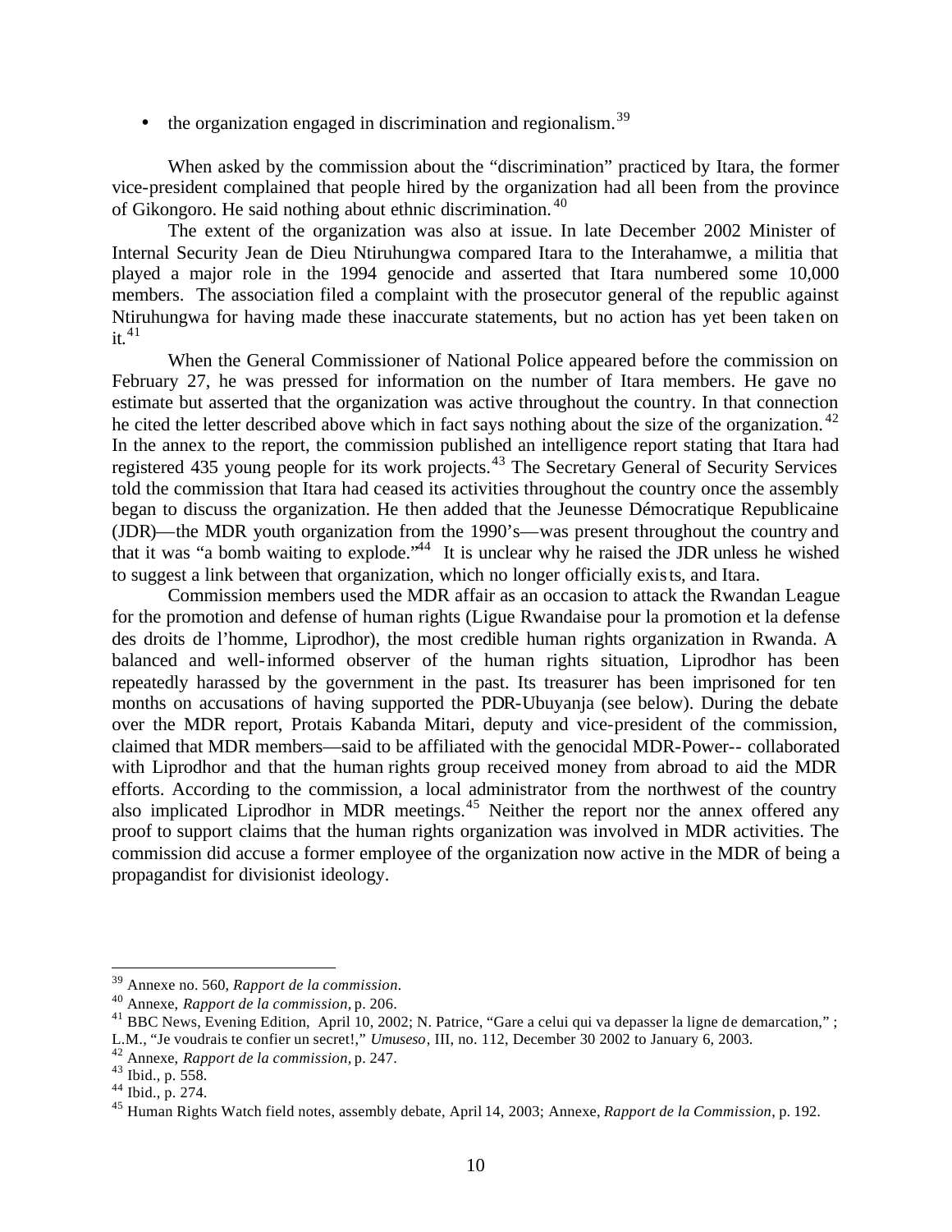- the organization engaged in discrimination and regionalism.[39]

When asked by the commission about the "discrimination" practiced by Itara, the former vice-president complained that people hired by the organization had all been from the province of Gikongoro. He said nothing about ethnic discrimination.[40]

The extent of the organization was also at issue. In late December 2002 Minister of Internal Security Jean de Dieu Ntiruhungwa compared Itara to the Interahamwe, a militia that played a major role in the 1994 genocide and asserted that Itara numbered some 10,000 members. The association filed a complaint with the prosecutor general of the republic against Ntiruhungwa for having made these inaccurate statements, but no action has yet been taken on it.[41]

When the General Commissioner of National Police appeared before the commission on February 27, he was pressed for information on the number of Itara members. He gave no estimate but asserted that the organization was active throughout the country. In that connection he cited the letter described above which in fact says nothing about the size of the organization.[42] In the annex to the report, the commission published an intelligence report stating that Itara had registered 435 young people for its work projects.[43] The Secretary General of Security Services told the commission that Itara had ceased its activities throughout the country once the assembly began to discuss the organization. He then added that the Jeunesse Démocratique Republicaine (JDR)—the MDR youth organization from the 1990's—was present throughout the country and that it was "a bomb waiting to explode."[44] It is unclear why he raised the JDR unless he wished to suggest a link between that organization, which no longer officially exists, and Itara.

Commission members used the MDR affair as an occasion to attack the Rwandan League for the promotion and defense of human rights (Ligue Rwandaise pour la promotion et la defense des droits de l'homme, Liprodhor), the most credible human rights organization in Rwanda. A balanced and well-informed observer of the human rights situation, Liprodhor has been repeatedly harassed by the government in the past. Its treasurer has been imprisoned for ten months on accusations of having supported the PDR-Ubuyanja (see below). During the debate over the MDR report, Protais Kabanda Mitari, deputy and vice-president of the commission, claimed that MDR members—said to be affiliated with the genocidal MDR-Power-- collaborated with Liprodhor and that the human rights group received money from abroad to aid the MDR efforts. According to the commission, a local administrator from the northwest of the country also implicated Liprodhor in MDR meetings.[45] Neither the report nor the annex offered any proof to support claims that the human rights organization was involved in MDR activities. The commission did accuse a former employee of the organization now active in the MDR of being a propagandist for divisionist ideology.

---

[39] Annexe no. 560, *Rapport de la commission*.

[40] Annexe, *Rapport de la commission*, p. 206.

[41] BBC News, Evening Edition, April 10, 2002; N. Patrice, "Gare a celui qui va depasser la ligne de demarcation," ; L.M., "Je voudrais te confier un secret!," *Umuseso*, III, no. 112, December 30 2002 to January 6, 2003.

[42] Annexe, *Rapport de la commission*, p. 247.

[43] Ibid., p. 558.

[44] Ibid., p. 274.

[45] Human Rights Watch field notes, assembly debate, April 14, 2003; Annexe, *Rapport de la Commission*, p. 192.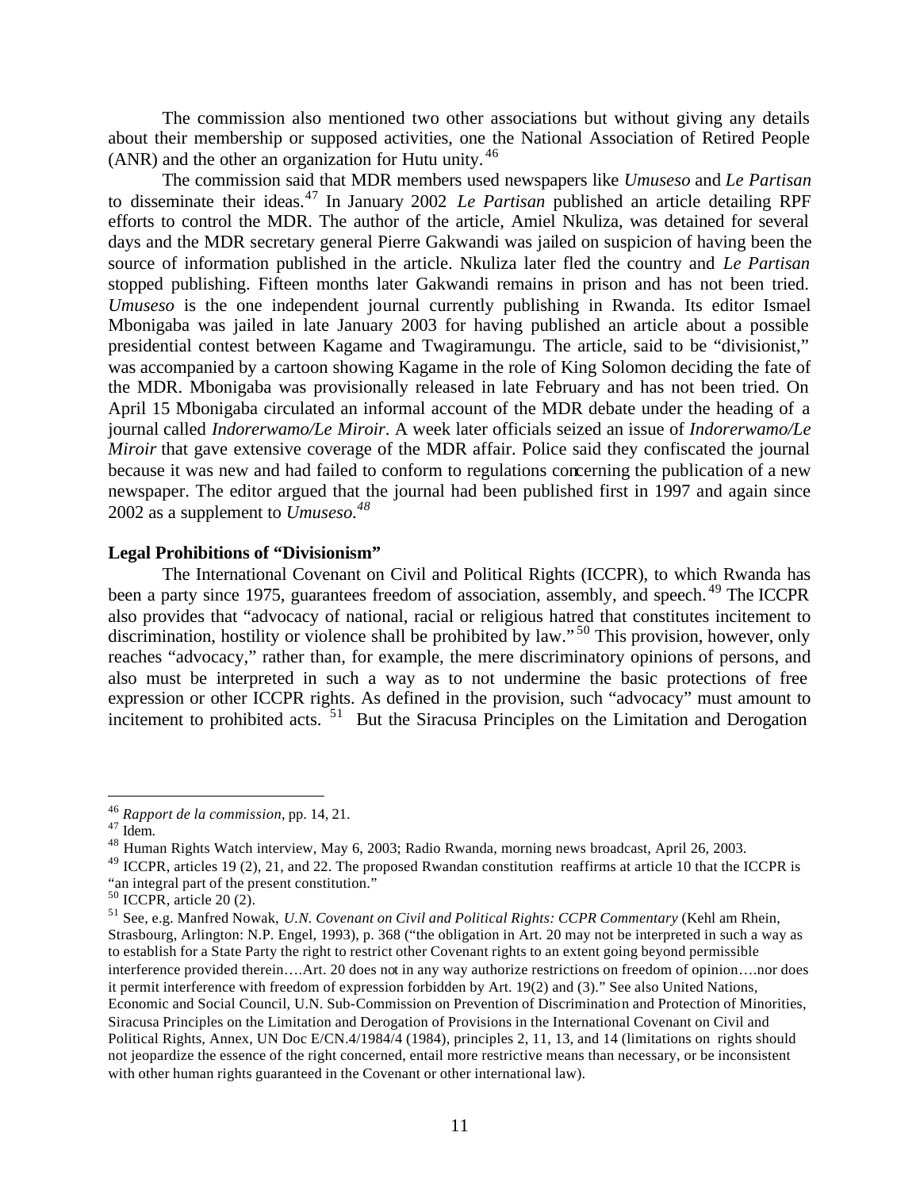The commission also mentioned two other associations but without giving any details about their membership or supposed activities, one the National Association of Retired People (ANR) and the other an organization for Hutu unity.[46]

The commission said that MDR members used newspapers like *Umuseso* and *Le Partisan* to disseminate their ideas.[47] In January 2002 *Le Partisan* published an article detailing RPF efforts to control the MDR. The author of the article, Amiel Nkuliza, was detained for several days and the MDR secretary general Pierre Gakwandi was jailed on suspicion of having been the source of information published in the article. Nkuliza later fled the country and *Le Partisan* stopped publishing. Fifteen months later Gakwandi remains in prison and has not been tried. *Umuseso* is the one independent journal currently publishing in Rwanda. Its editor Ismael Mbonigaba was jailed in late January 2003 for having published an article about a possible presidential contest between Kagame and Twagiramungu. The article, said to be "divisionist," was accompanied by a cartoon showing Kagame in the role of King Solomon deciding the fate of the MDR. Mbonigaba was provisionally released in late February and has not been tried. On April 15 Mbonigaba circulated an informal account of the MDR debate under the heading of a journal called *Indorerwamo/Le Miroir*. A week later officials seized an issue of *Indorerwamo/Le Miroir* that gave extensive coverage of the MDR affair. Police said they confiscated the journal because it was new and had failed to conform to regulations concerning the publication of a new newspaper. The editor argued that the journal had been published first in 1997 and again since 2002 as a supplement to *Umuseso*.[48]

**Legal Prohibitions of "Divisionism"**

The International Covenant on Civil and Political Rights (ICCPR), to which Rwanda has been a party since 1975, guarantees freedom of association, assembly, and speech.[49] The ICCPR also provides that "advocacy of national, racial or religious hatred that constitutes incitement to discrimination, hostility or violence shall be prohibited by law."[50] This provision, however, only reaches "advocacy," rather than, for example, the mere discriminatory opinions of persons, and also must be interpreted in such a way as to not undermine the basic protections of free expression or other ICCPR rights. As defined in the provision, such "advocacy" must amount to incitement to prohibited acts.[51] But the Siracusa Principles on the Limitation and Derogation

---

[46] *Rapport de la commission*, pp. 14, 21.

[47] Idem.

[48] Human Rights Watch interview, May 6, 2003; Radio Rwanda, morning news broadcast, April 26, 2003.

[49] ICCPR, articles 19 (2), 21, and 22. The proposed Rwandan constitution reaffirms at article 10 that the ICCPR is "an integral part of the present constitution."

[50] ICCPR, article 20 (2).

[51] See, e.g. Manfred Nowak, *U.N. Covenant on Civil and Political Rights: CCPR Commentary* (Kehl am Rhein, Strasbourg, Arlington: N.P. Engel, 1993), p. 368 ("the obligation in Art. 20 may not be interpreted in such a way as to establish for a State Party the right to restrict other Covenant rights to an extent going beyond permissible interference provided therein….Art. 20 does not in any way authorize restrictions on freedom of opinion….nor does it permit interference with freedom of expression forbidden by Art. 19(2) and (3)." See also United Nations, Economic and Social Council, U.N. Sub-Commission on Prevention of Discrimination and Protection of Minorities, Siracusa Principles on the Limitation and Derogation of Provisions in the International Covenant on Civil and Political Rights, Annex, UN Doc E/CN.4/1984/4 (1984), principles 2, 11, 13, and 14 (limitations on rights should not jeopardize the essence of the right concerned, entail more restrictive means than necessary, or be inconsistent with other human rights guaranteed in the Covenant or other international law).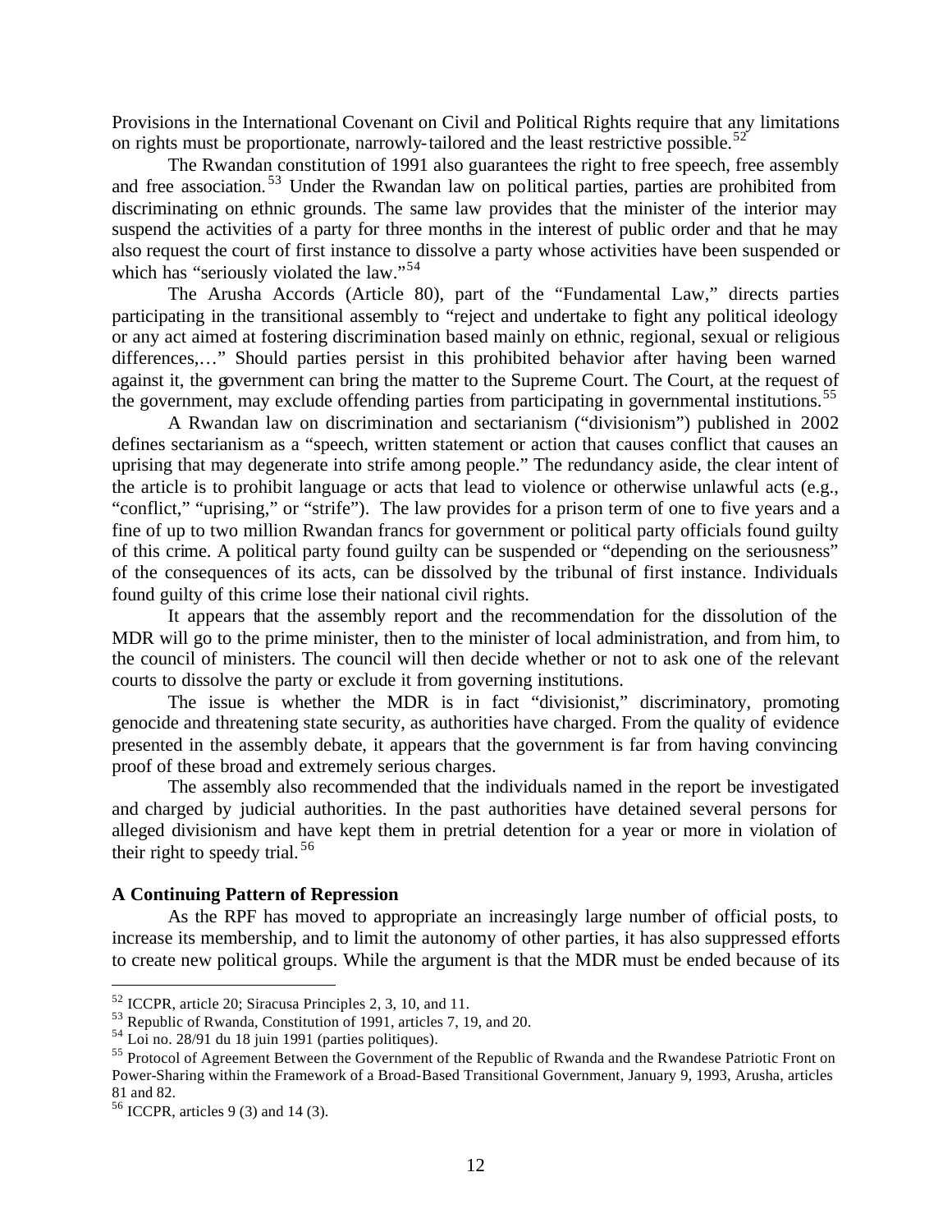Provisions in the International Covenant on Civil and Political Rights require that any limitations on rights must be proportionate, narrowly-tailored and the least restrictive possible.[52]

The Rwandan constitution of 1991 also guarantees the right to free speech, free assembly and free association.[53] Under the Rwandan law on political parties, parties are prohibited from discriminating on ethnic grounds. The same law provides that the minister of the interior may suspend the activities of a party for three months in the interest of public order and that he may also request the court of first instance to dissolve a party whose activities have been suspended or which has "seriously violated the law."[54]

The Arusha Accords (Article 80), part of the "Fundamental Law," directs parties participating in the transitional assembly to "reject and undertake to fight any political ideology or any act aimed at fostering discrimination based mainly on ethnic, regional, sexual or religious differences,…" Should parties persist in this prohibited behavior after having been warned against it, the government can bring the matter to the Supreme Court. The Court, at the request of the government, may exclude offending parties from participating in governmental institutions.[55]

A Rwandan law on discrimination and sectarianism ("divisionism") published in 2002 defines sectarianism as a "speech, written statement or action that causes conflict that causes an uprising that may degenerate into strife among people." The redundancy aside, the clear intent of the article is to prohibit language or acts that lead to violence or otherwise unlawful acts (e.g., "conflict," "uprising," or "strife"). The law provides for a prison term of one to five years and a fine of up to two million Rwandan francs for government or political party officials found guilty of this crime. A political party found guilty can be suspended or "depending on the seriousness" of the consequences of its acts, can be dissolved by the tribunal of first instance. Individuals found guilty of this crime lose their national civil rights.

It appears that the assembly report and the recommendation for the dissolution of the MDR will go to the prime minister, then to the minister of local administration, and from him, to the council of ministers. The council will then decide whether or not to ask one of the relevant courts to dissolve the party or exclude it from governing institutions.

The issue is whether the MDR is in fact "divisionist," discriminatory, promoting genocide and threatening state security, as authorities have charged. From the quality of evidence presented in the assembly debate, it appears that the government is far from having convincing proof of these broad and extremely serious charges.

The assembly also recommended that the individuals named in the report be investigated and charged by judicial authorities. In the past authorities have detained several persons for alleged divisionism and have kept them in pretrial detention for a year or more in violation of their right to speedy trial.[56]

**A Continuing Pattern of Repression**

As the RPF has moved to appropriate an increasingly large number of official posts, to increase its membership, and to limit the autonomy of other parties, it has also suppressed efforts to create new political groups. While the argument is that the MDR must be ended because of its

---

[52] ICCPR, article 20; Siracusa Principles 2, 3, 10, and 11.

[53] Republic of Rwanda, Constitution of 1991, articles 7, 19, and 20.

[54] Loi no. 28/91 du 18 juin 1991 (parties politiques).

[55] Protocol of Agreement Between the Government of the Republic of Rwanda and the Rwandese Patriotic Front on Power-Sharing within the Framework of a Broad-Based Transitional Government, January 9, 1993, Arusha, articles 81 and 82.

[56] ICCPR, articles 9 (3) and 14 (3).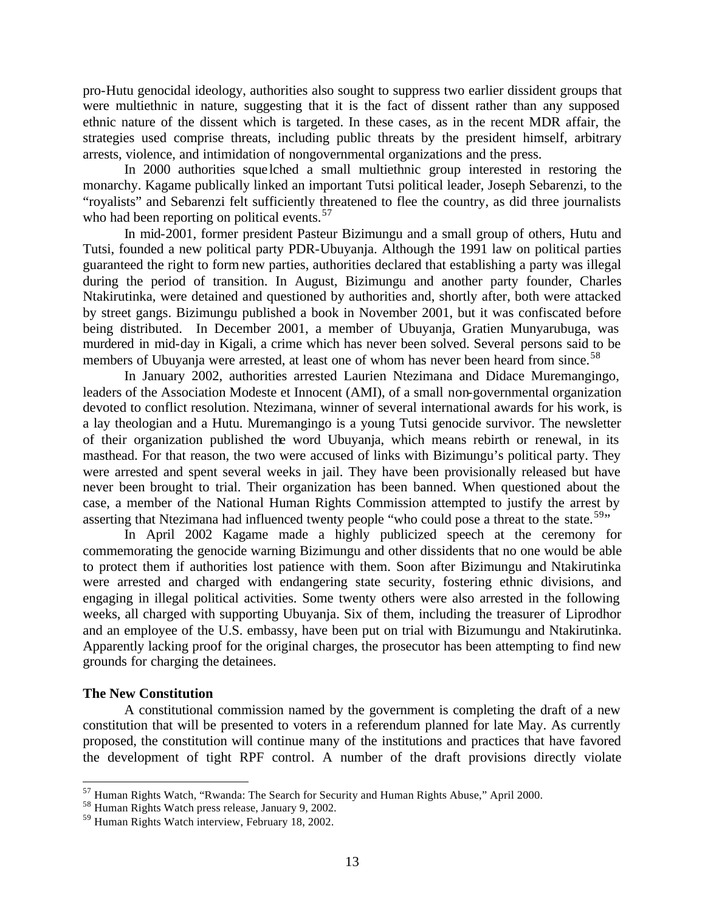pro-Hutu genocidal ideology, authorities also sought to suppress two earlier dissident groups that were multiethnic in nature, suggesting that it is the fact of dissent rather than any supposed ethnic nature of the dissent which is targeted. In these cases, as in the recent MDR affair, the strategies used comprise threats, including public threats by the president himself, arbitrary arrests, violence, and intimidation of nongovernmental organizations and the press.

In 2000 authorities squelched a small multiethnic group interested in restoring the monarchy. Kagame publically linked an important Tutsi political leader, Joseph Sebarenzi, to the "royalists" and Sebarenzi felt sufficiently threatened to flee the country, as did three journalists who had been reporting on political events.[57]

In mid-2001, former president Pasteur Bizimungu and a small group of others, Hutu and Tutsi, founded a new political party PDR-Ubuyanja. Although the 1991 law on political parties guaranteed the right to form new parties, authorities declared that establishing a party was illegal during the period of transition. In August, Bizimungu and another party founder, Charles Ntakirutinka, were detained and questioned by authorities and, shortly after, both were attacked by street gangs. Bizimungu published a book in November 2001, but it was confiscated before being distributed. In December 2001, a member of Ubuyanja, Gratien Munyarubuga, was murdered in mid-day in Kigali, a crime which has never been solved. Several persons said to be members of Ubuyanja were arrested, at least one of whom has never been heard from since.[58]

In January 2002, authorities arrested Laurien Ntezimana and Didace Muremangingo, leaders of the Association Modeste et Innocent (AMI), of a small non-governmental organization devoted to conflict resolution. Ntezimana, winner of several international awards for his work, is a lay theologian and a Hutu. Muremangingo is a young Tutsi genocide survivor. The newsletter of their organization published the word Ubuyanja, which means rebirth or renewal, in its masthead. For that reason, the two were accused of links with Bizimungu's political party. They were arrested and spent several weeks in jail. They have been provisionally released but have never been brought to trial. Their organization has been banned. When questioned about the case, a member of the National Human Rights Commission attempted to justify the arrest by asserting that Ntezimana had influenced twenty people "who could pose a threat to the state.[59]"

In April 2002 Kagame made a highly publicized speech at the ceremony for commemorating the genocide warning Bizimungu and other dissidents that no one would be able to protect them if authorities lost patience with them. Soon after Bizimungu and Ntakirutinka were arrested and charged with endangering state security, fostering ethnic divisions, and engaging in illegal political activities. Some twenty others were also arrested in the following weeks, all charged with supporting Ubuyanja. Six of them, including the treasurer of Liprodhor and an employee of the U.S. embassy, have been put on trial with Bizumungu and Ntakirutinka. Apparently lacking proof for the original charges, the prosecutor has been attempting to find new grounds for charging the detainees.

**The New Constitution**

A constitutional commission named by the government is completing the draft of a new constitution that will be presented to voters in a referendum planned for late May. As currently proposed, the constitution will continue many of the institutions and practices that have favored the development of tight RPF control. A number of the draft provisions directly violate

[57] Human Rights Watch, "Rwanda: The Search for Security and Human Rights Abuse," April 2000.

[58] Human Rights Watch press release, January 9, 2002.

[59] Human Rights Watch interview, February 18, 2002.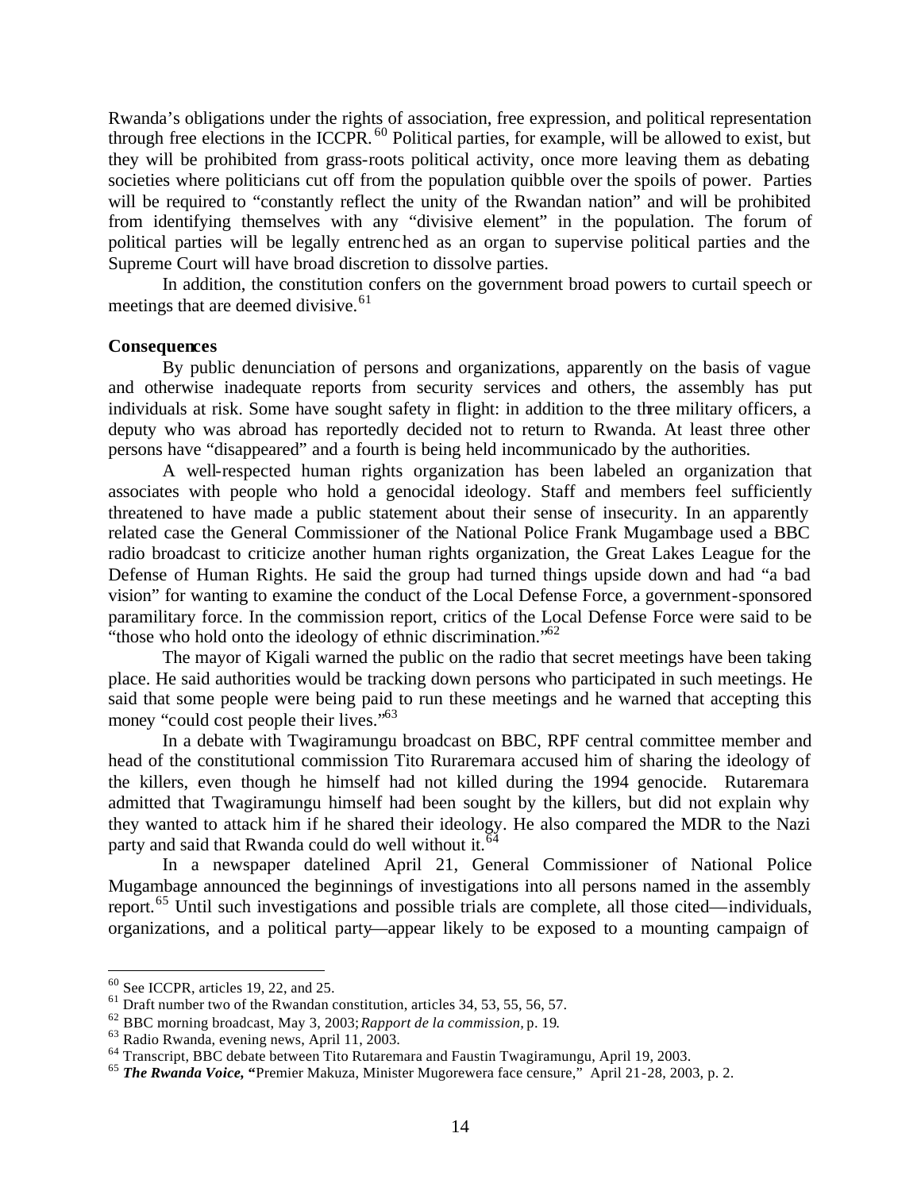Rwanda's obligations under the rights of association, free expression, and political representation through free elections in the ICCPR.[60] Political parties, for example, will be allowed to exist, but they will be prohibited from grass-roots political activity, once more leaving them as debating societies where politicians cut off from the population quibble over the spoils of power. Parties will be required to "constantly reflect the unity of the Rwandan nation" and will be prohibited from identifying themselves with any "divisive element" in the population. The forum of political parties will be legally entrenched as an organ to supervise political parties and the Supreme Court will have broad discretion to dissolve parties.

In addition, the constitution confers on the government broad powers to curtail speech or meetings that are deemed divisive.[61]

**Consequences**

By public denunciation of persons and organizations, apparently on the basis of vague and otherwise inadequate reports from security services and others, the assembly has put individuals at risk. Some have sought safety in flight: in addition to the three military officers, a deputy who was abroad has reportedly decided not to return to Rwanda. At least three other persons have "disappeared" and a fourth is being held incommunicado by the authorities.

A well-respected human rights organization has been labeled an organization that associates with people who hold a genocidal ideology. Staff and members feel sufficiently threatened to have made a public statement about their sense of insecurity. In an apparently related case the General Commissioner of the National Police Frank Mugambage used a BBC radio broadcast to criticize another human rights organization, the Great Lakes League for the Defense of Human Rights. He said the group had turned things upside down and had "a bad vision" for wanting to examine the conduct of the Local Defense Force, a government-sponsored paramilitary force. In the commission report, critics of the Local Defense Force were said to be "those who hold onto the ideology of ethnic discrimination."[62]

The mayor of Kigali warned the public on the radio that secret meetings have been taking place. He said authorities would be tracking down persons who participated in such meetings. He said that some people were being paid to run these meetings and he warned that accepting this money "could cost people their lives."[63]

In a debate with Twagiramungu broadcast on BBC, RPF central committee member and head of the constitutional commission Tito Ruraremara accused him of sharing the ideology of the killers, even though he himself had not killed during the 1994 genocide. Rutaremara admitted that Twagiramungu himself had been sought by the killers, but did not explain why they wanted to attack him if he shared their ideology. He also compared the MDR to the Nazi party and said that Rwanda could do well without it.[64]

In a newspaper datelined April 21, General Commissioner of National Police Mugambage announced the beginnings of investigations into all persons named in the assembly report.[65] Until such investigations and possible trials are complete, all those cited—individuals, organizations, and a political party—appear likely to be exposed to a mounting campaign of

---

[60] See ICCPR, articles 19, 22, and 25.

[61] Draft number two of the Rwandan constitution, articles 34, 53, 55, 56, 57.

[62] BBC morning broadcast, May 3, 2003; *Rapport de la commission*, p. 19.

[63] Radio Rwanda, evening news, April 11, 2003.

[64] Transcript, BBC debate between Tito Rutaremara and Faustin Twagiramungu, April 19, 2003.

[65] ***The Rwanda Voice*, "**Premier Makuza, Minister Mugorewera face censure," April 21-28, 2003, p. 2.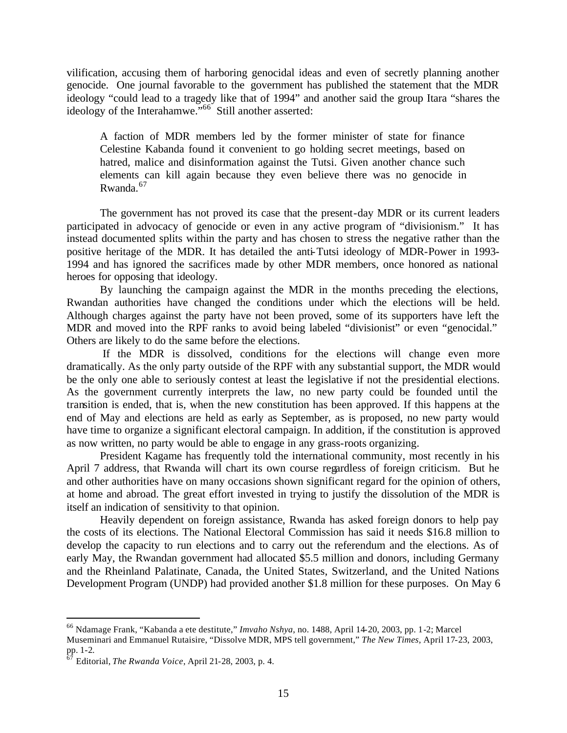vilification, accusing them of harboring genocidal ideas and even of secretly planning another genocide. One journal favorable to the government has published the statement that the MDR ideology "could lead to a tragedy like that of 1994" and another said the group Itara "shares the ideology of the Interahamwe."[66] Still another asserted:

> A faction of MDR members led by the former minister of state for finance Celestine Kabanda found it convenient to go holding secret meetings, based on hatred, malice and disinformation against the Tutsi. Given another chance such elements can kill again because they even believe there was no genocide in Rwanda.[67]

The government has not proved its case that the present-day MDR or its current leaders participated in advocacy of genocide or even in any active program of "divisionism." It has instead documented splits within the party and has chosen to stress the negative rather than the positive heritage of the MDR. It has detailed the anti-Tutsi ideology of MDR-Power in 1993-1994 and has ignored the sacrifices made by other MDR members, once honored as national heroes for opposing that ideology.

By launching the campaign against the MDR in the months preceding the elections, Rwandan authorities have changed the conditions under which the elections will be held. Although charges against the party have not been proved, some of its supporters have left the MDR and moved into the RPF ranks to avoid being labeled "divisionist" or even "genocidal." Others are likely to do the same before the elections.

If the MDR is dissolved, conditions for the elections will change even more dramatically. As the only party outside of the RPF with any substantial support, the MDR would be the only one able to seriously contest at least the legislative if not the presidential elections. As the government currently interprets the law, no new party could be founded until the transition is ended, that is, when the new constitution has been approved. If this happens at the end of May and elections are held as early as September, as is proposed, no new party would have time to organize a significant electoral campaign. In addition, if the constitution is approved as now written, no party would be able to engage in any grass-roots organizing.

President Kagame has frequently told the international community, most recently in his April 7 address, that Rwanda will chart its own course regardless of foreign criticism. But he and other authorities have on many occasions shown significant regard for the opinion of others, at home and abroad. The great effort invested in trying to justify the dissolution of the MDR is itself an indication of sensitivity to that opinion.

Heavily dependent on foreign assistance, Rwanda has asked foreign donors to help pay the costs of its elections. The National Electoral Commission has said it needs \$16.8 million to develop the capacity to run elections and to carry out the referendum and the elections. As of early May, the Rwandan government had allocated \$5.5 million and donors, including Germany and the Rheinland Palatinate, Canada, the United States, Switzerland, and the United Nations Development Program (UNDP) had provided another \$1.8 million for these purposes. On May 6

---

[66] Ndamage Frank, "Kabanda a ete destitute," *Imvaho Nshya*, no. 1488, April 14-20, 2003, pp. 1-2; Marcel Museminari and Emmanuel Rutaisire, "Dissolve MDR, MPS tell government," *The New Times*, April 17-23, 2003, pp. 1-2.

[67] Editorial, *The Rwanda Voice*, April 21-28, 2003, p. 4.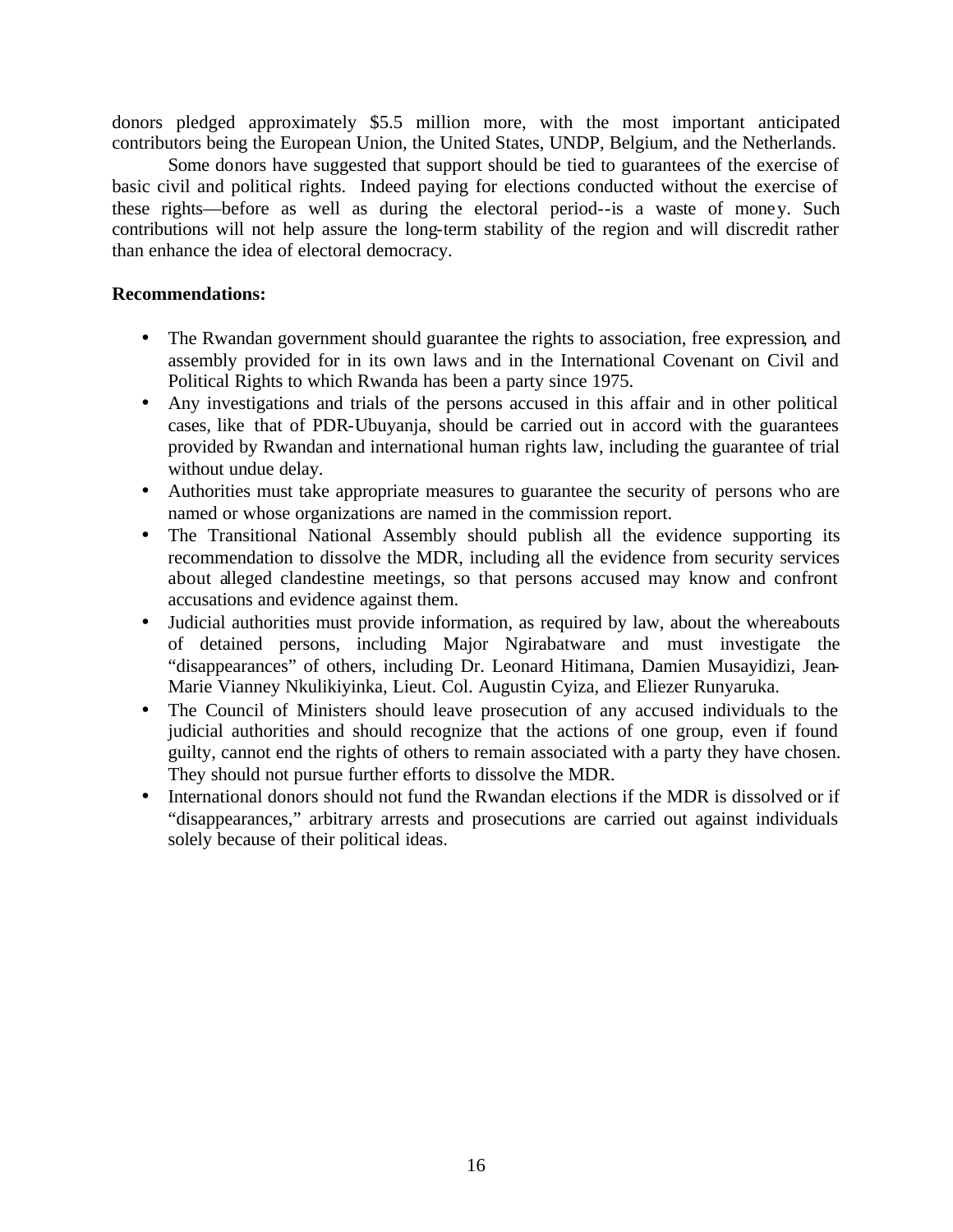donors pledged approximately $5.5 million more, with the most important anticipated contributors being the European Union, the United States, UNDP, Belgium, and the Netherlands.

Some donors have suggested that support should be tied to guarantees of the exercise of basic civil and political rights. Indeed paying for elections conducted without the exercise of these rights—before as well as during the electoral period--is a waste of money. Such contributions will not help assure the long-term stability of the region and will discredit rather than enhance the idea of electoral democracy.

**Recommendations:**

- The Rwandan government should guarantee the rights to association, free expression, and assembly provided for in its own laws and in the International Covenant on Civil and Political Rights to which Rwanda has been a party since 1975.
- Any investigations and trials of the persons accused in this affair and in other political cases, like that of PDR-Ubuyanja, should be carried out in accord with the guarantees provided by Rwandan and international human rights law, including the guarantee of trial without undue delay.
- Authorities must take appropriate measures to guarantee the security of persons who are named or whose organizations are named in the commission report.
- The Transitional National Assembly should publish all the evidence supporting its recommendation to dissolve the MDR, including all the evidence from security services about alleged clandestine meetings, so that persons accused may know and confront accusations and evidence against them.
- Judicial authorities must provide information, as required by law, about the whereabouts of detained persons, including Major Ngirabatware and must investigate the "disappearances" of others, including Dr. Leonard Hitimana, Damien Musayidizi, Jean-Marie Vianney Nkulikiyinka, Lieut. Col. Augustin Cyiza, and Eliezer Runyaruka.
- The Council of Ministers should leave prosecution of any accused individuals to the judicial authorities and should recognize that the actions of one group, even if found guilty, cannot end the rights of others to remain associated with a party they have chosen. They should not pursue further efforts to dissolve the MDR.
- International donors should not fund the Rwandan elections if the MDR is dissolved or if "disappearances," arbitrary arrests and prosecutions are carried out against individuals solely because of their political ideas.